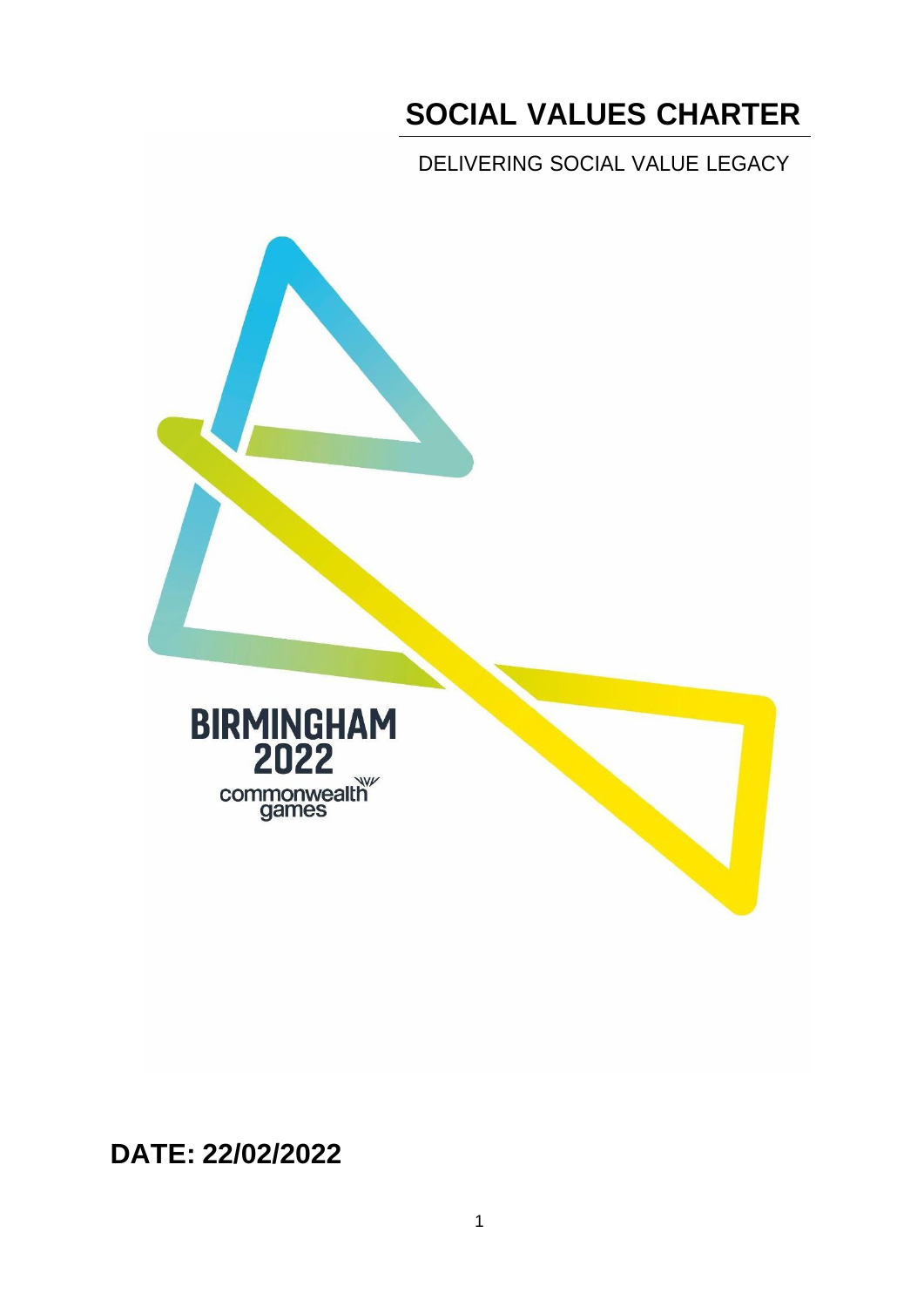# SOCIAL VALUES CHARTER

DELIVERING SOCIAL VALUE LEGACY

BIRMINGHAM 2022 commonwealth games

**DATE: 22/02/2022**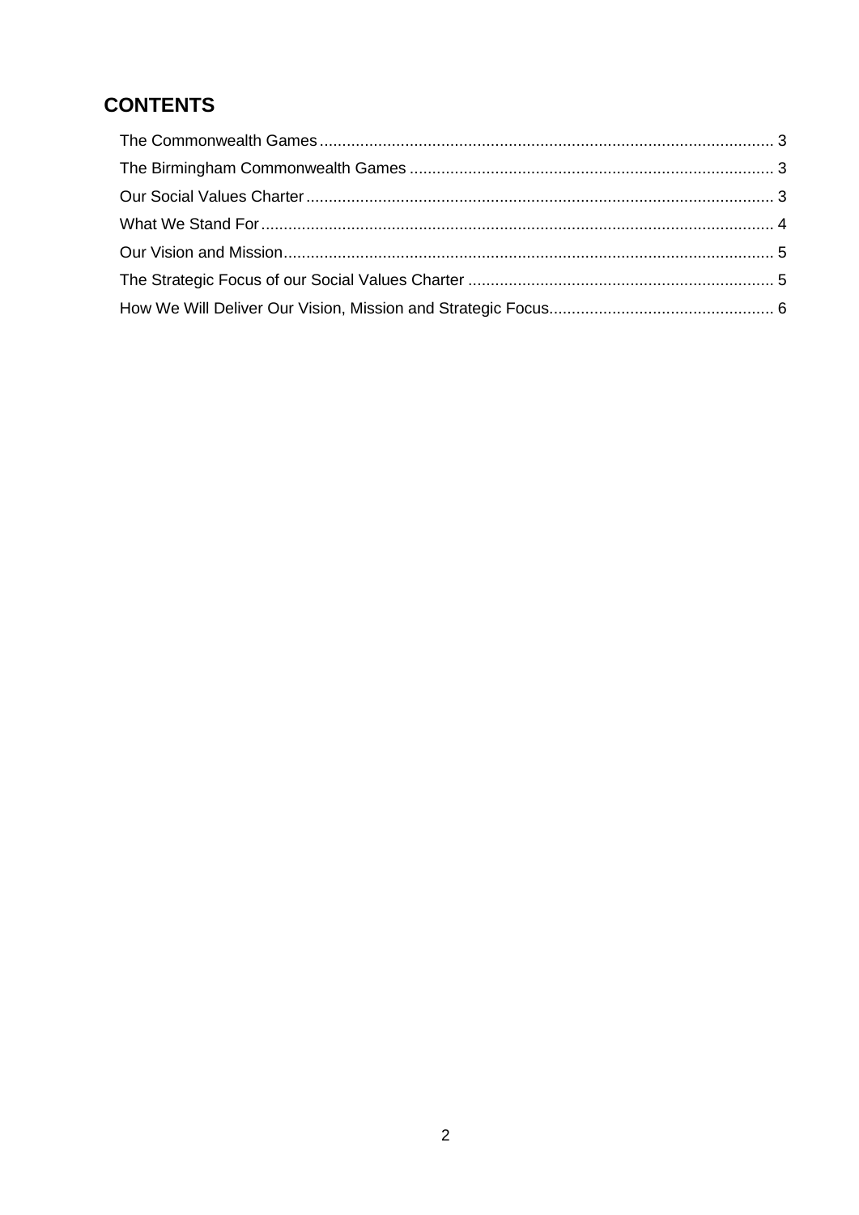## CONTENTS

The Commonwealth Games ........................................................................................................ 3
The Birmingham Commonwealth Games ................................................................................. 3
Our Social Values Charter ......................................................................................................... 3
What We Stand For .................................................................................................................. 4
Our Vision and Mission ............................................................................................................. 5
The Strategic Focus of our Social Values Charter .................................................................... 5
How We Will Deliver Our Vision, Mission and Strategic Focus.................................................. 6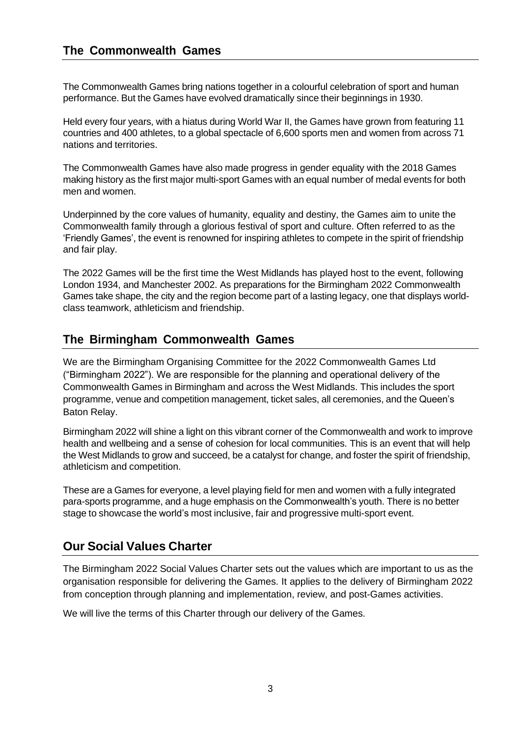## The Commonwealth Games

The Commonwealth Games bring nations together in a colourful celebration of sport and human performance. But the Games have evolved dramatically since their beginnings in 1930.

Held every four years, with a hiatus during World War II, the Games have grown from featuring 11 countries and 400 athletes, to a global spectacle of 6,600 sports men and women from across 71 nations and territories.

The Commonwealth Games have also made progress in gender equality with the 2018 Games making history as the first major multi-sport Games with an equal number of medal events for both men and women.

Underpinned by the core values of humanity, equality and destiny, the Games aim to unite the Commonwealth family through a glorious festival of sport and culture. Often referred to as the 'Friendly Games', the event is renowned for inspiring athletes to compete in the spirit of friendship and fair play.

The 2022 Games will be the first time the West Midlands has played host to the event, following London 1934, and Manchester 2002. As preparations for the Birmingham 2022 Commonwealth Games take shape, the city and the region become part of a lasting legacy, one that displays world-class teamwork, athleticism and friendship.

## The Birmingham Commonwealth Games

We are the Birmingham Organising Committee for the 2022 Commonwealth Games Ltd ("Birmingham 2022"). We are responsible for the planning and operational delivery of the Commonwealth Games in Birmingham and across the West Midlands. This includes the sport programme, venue and competition management, ticket sales, all ceremonies, and the Queen's Baton Relay.

Birmingham 2022 will shine a light on this vibrant corner of the Commonwealth and work to improve health and wellbeing and a sense of cohesion for local communities. This is an event that will help the West Midlands to grow and succeed, be a catalyst for change, and foster the spirit of friendship, athleticism and competition.

These are a Games for everyone, a level playing field for men and women with a fully integrated para-sports programme, and a huge emphasis on the Commonwealth's youth. There is no better stage to showcase the world's most inclusive, fair and progressive multi-sport event.

## Our Social Values Charter

The Birmingham 2022 Social Values Charter sets out the values which are important to us as the organisation responsible for delivering the Games. It applies to the delivery of Birmingham 2022 from conception through planning and implementation, review, and post-Games activities.

We will live the terms of this Charter through our delivery of the Games.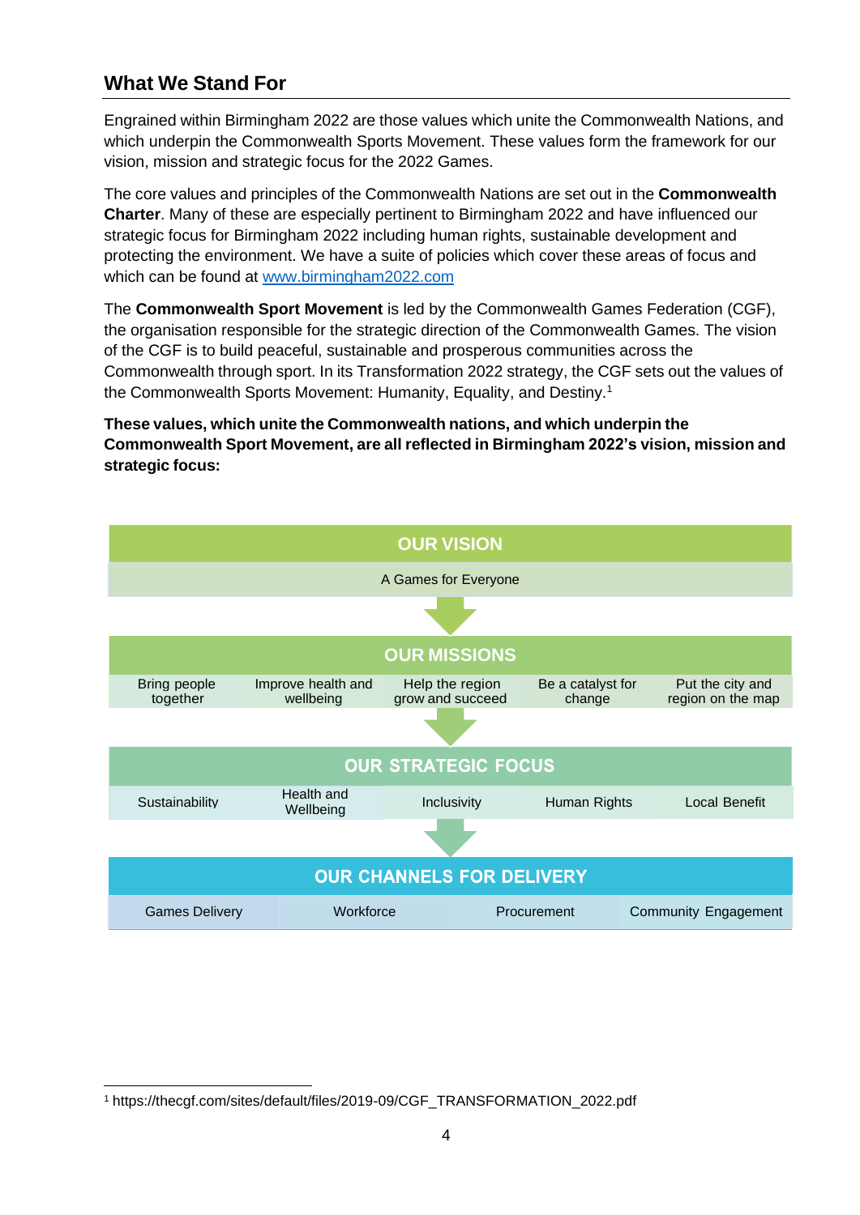## What We Stand For

Engrained within Birmingham 2022 are those values which unite the Commonwealth Nations, and which underpin the Commonwealth Sports Movement. These values form the framework for our vision, mission and strategic focus for the 2022 Games.

The core values and principles of the Commonwealth Nations are set out in the **Commonwealth Charter**. Many of these are especially pertinent to Birmingham 2022 and have influenced our strategic focus for Birmingham 2022 including human rights, sustainable development and protecting the environment. We have a suite of policies which cover these areas of focus and which can be found at [www.birmingham2022.com](http://www.birmingham2022.com)

The **Commonwealth Sport Movement** is led by the Commonwealth Games Federation (CGF), the organisation responsible for the strategic direction of the Commonwealth Games. The vision of the CGF is to build peaceful, sustainable and prosperous communities across the Commonwealth through sport. In its Transformation 2022 strategy, the CGF sets out the values of the Commonwealth Sports Movement: Humanity, Equality, and Destiny.[1]

**These values, which unite the Commonwealth nations, and which underpin the Commonwealth Sport Movement, are all reflected in Birmingham 2022's vision, mission and strategic focus:**

**OUR VISION**

A Games for Everyone

**OUR MISSIONS**

| Bring people together | Improve health and wellbeing | Help the region grow and succeed | Be a catalyst for change | Put the city and region on the map |
|---|---|---|---|---|

**OUR STRATEGIC FOCUS**

| Sustainability | Health and Wellbeing | Inclusivity | Human Rights | Local Benefit |
|---|---|---|---|---|

**OUR CHANNELS FOR DELIVERY**

| Games Delivery | Workforce | Procurement | Community Engagement |
|---|---|---|---|

[1] https://thecgf.com/sites/default/files/2019-09/CGF_TRANSFORMATION_2022.pdf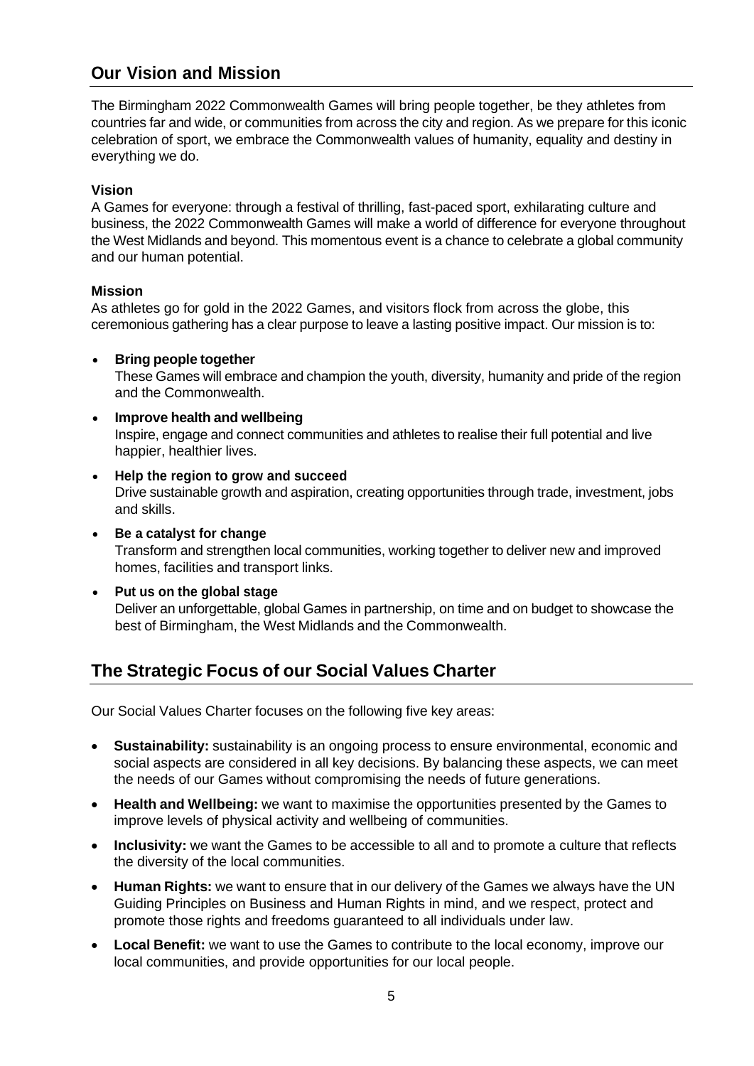## Our Vision and Mission

The Birmingham 2022 Commonwealth Games will bring people together, be they athletes from countries far and wide, or communities from across the city and region. As we prepare for this iconic celebration of sport, we embrace the Commonwealth values of humanity, equality and destiny in everything we do.

### Vision

A Games for everyone: through a festival of thrilling, fast-paced sport, exhilarating culture and business, the 2022 Commonwealth Games will make a world of difference for everyone throughout the West Midlands and beyond. This momentous event is a chance to celebrate a global community and our human potential.

### Mission

As athletes go for gold in the 2022 Games, and visitors flock from across the globe, this ceremonious gathering has a clear purpose to leave a lasting positive impact. Our mission is to:

- **Bring people together**
  These Games will embrace and champion the youth, diversity, humanity and pride of the region and the Commonwealth.
- **Improve health and wellbeing**
  Inspire, engage and connect communities and athletes to realise their full potential and live happier, healthier lives.
- **Help the region to grow and succeed**
  Drive sustainable growth and aspiration, creating opportunities through trade, investment, jobs and skills.
- **Be a catalyst for change**
  Transform and strengthen local communities, working together to deliver new and improved homes, facilities and transport links.
- **Put us on the global stage**
  Deliver an unforgettable, global Games in partnership, on time and on budget to showcase the best of Birmingham, the West Midlands and the Commonwealth.

## The Strategic Focus of our Social Values Charter

Our Social Values Charter focuses on the following five key areas:

- **Sustainability:** sustainability is an ongoing process to ensure environmental, economic and social aspects are considered in all key decisions. By balancing these aspects, we can meet the needs of our Games without compromising the needs of future generations.
- **Health and Wellbeing:** we want to maximise the opportunities presented by the Games to improve levels of physical activity and wellbeing of communities.
- **Inclusivity:** we want the Games to be accessible to all and to promote a culture that reflects the diversity of the local communities.
- **Human Rights:** we want to ensure that in our delivery of the Games we always have the UN Guiding Principles on Business and Human Rights in mind, and we respect, protect and promote those rights and freedoms guaranteed to all individuals under law.
- **Local Benefit:** we want to use the Games to contribute to the local economy, improve our local communities, and provide opportunities for our local people.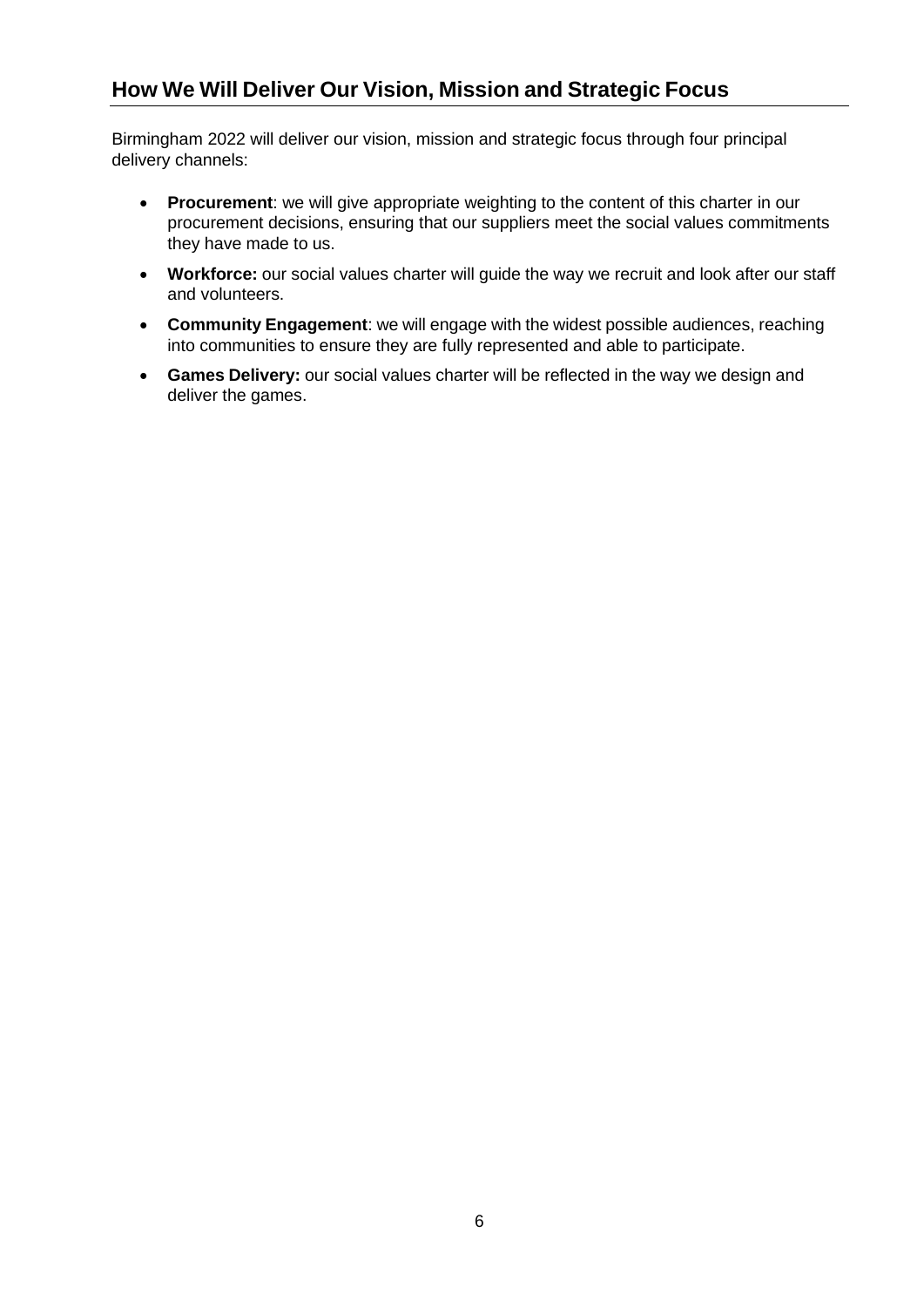## How We Will Deliver Our Vision, Mission and Strategic Focus

Birmingham 2022 will deliver our vision, mission and strategic focus through four principal delivery channels:

- **Procurement**: we will give appropriate weighting to the content of this charter in our procurement decisions, ensuring that our suppliers meet the social values commitments they have made to us.
- **Workforce:** our social values charter will guide the way we recruit and look after our staff and volunteers.
- **Community Engagement**: we will engage with the widest possible audiences, reaching into communities to ensure they are fully represented and able to participate.
- **Games Delivery:** our social values charter will be reflected in the way we design and deliver the games.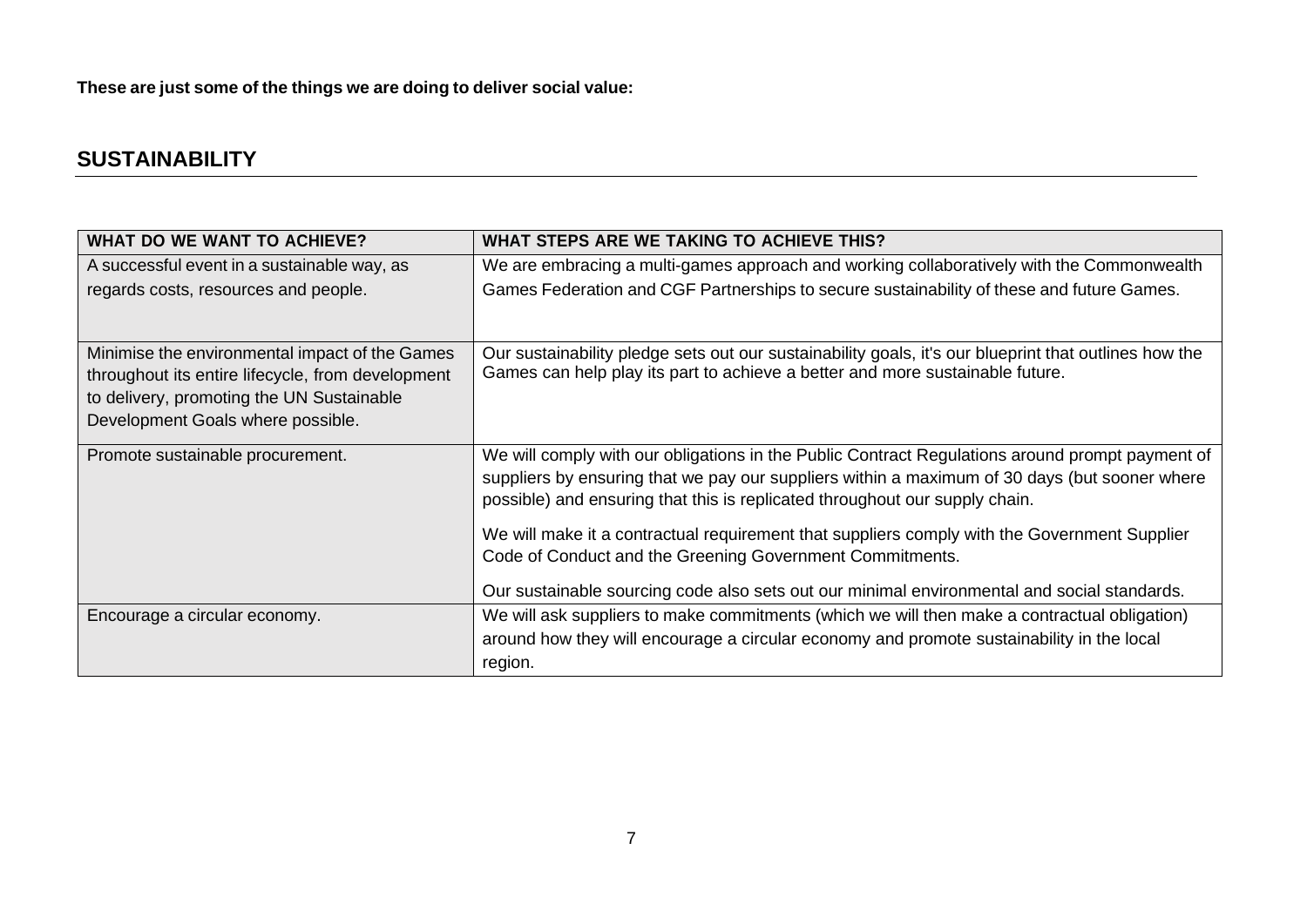**These are just some of the things we are doing to deliver social value:**

## SUSTAINABILITY

| WHAT DO WE WANT TO ACHIEVE? | WHAT STEPS ARE WE TAKING TO ACHIEVE THIS? |
|---|---|
| A successful event in a sustainable way, as regards costs, resources and people. | We are embracing a multi-games approach and working collaboratively with the Commonwealth Games Federation and CGF Partnerships to secure sustainability of these and future Games. |
| Minimise the environmental impact of the Games throughout its entire lifecycle, from development to delivery, promoting the UN Sustainable Development Goals where possible. | Our sustainability pledge sets out our sustainability goals, it's our blueprint that outlines how the Games can help play its part to achieve a better and more sustainable future. |
| Promote sustainable procurement. | We will comply with our obligations in the Public Contract Regulations around prompt payment of suppliers by ensuring that we pay our suppliers within a maximum of 30 days (but sooner where possible) and ensuring that this is replicated throughout our supply chain.<br><br>We will make it a contractual requirement that suppliers comply with the Government Supplier Code of Conduct and the Greening Government Commitments.<br><br>Our sustainable sourcing code also sets out our minimal environmental and social standards. |
| Encourage a circular economy. | We will ask suppliers to make commitments (which we will then make a contractual obligation) around how they will encourage a circular economy and promote sustainability in the local region. |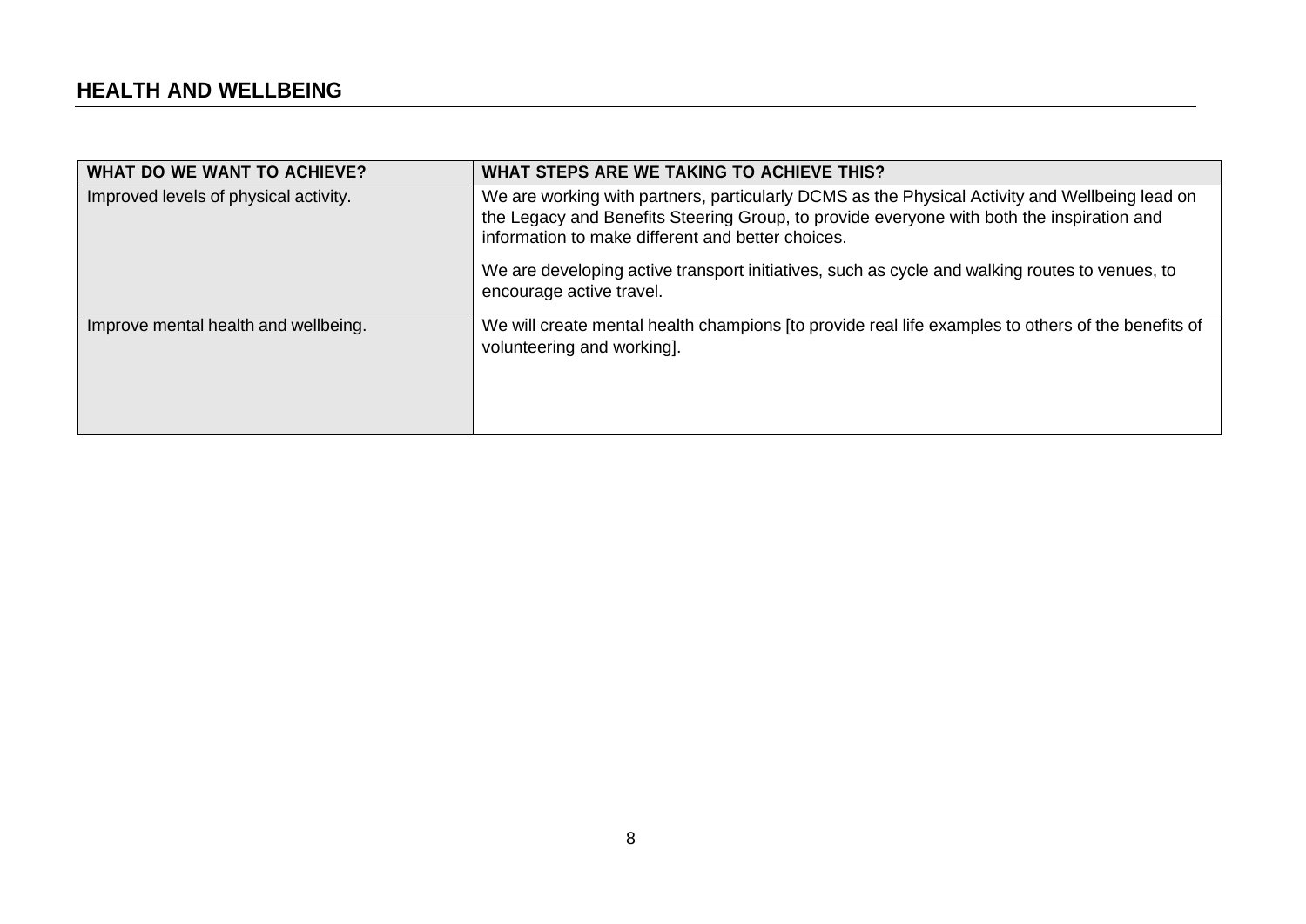## HEALTH AND WELLBEING

| WHAT DO WE WANT TO ACHIEVE? | WHAT STEPS ARE WE TAKING TO ACHIEVE THIS? |
|---|---|
| Improved levels of physical activity. | We are working with partners, particularly DCMS as the Physical Activity and Wellbeing lead on the Legacy and Benefits Steering Group, to provide everyone with both the inspiration and information to make different and better choices.<br><br>We are developing active transport initiatives, such as cycle and walking routes to venues, to encourage active travel. |
| Improve mental health and wellbeing. | We will create mental health champions [to provide real life examples to others of the benefits of volunteering and working]. |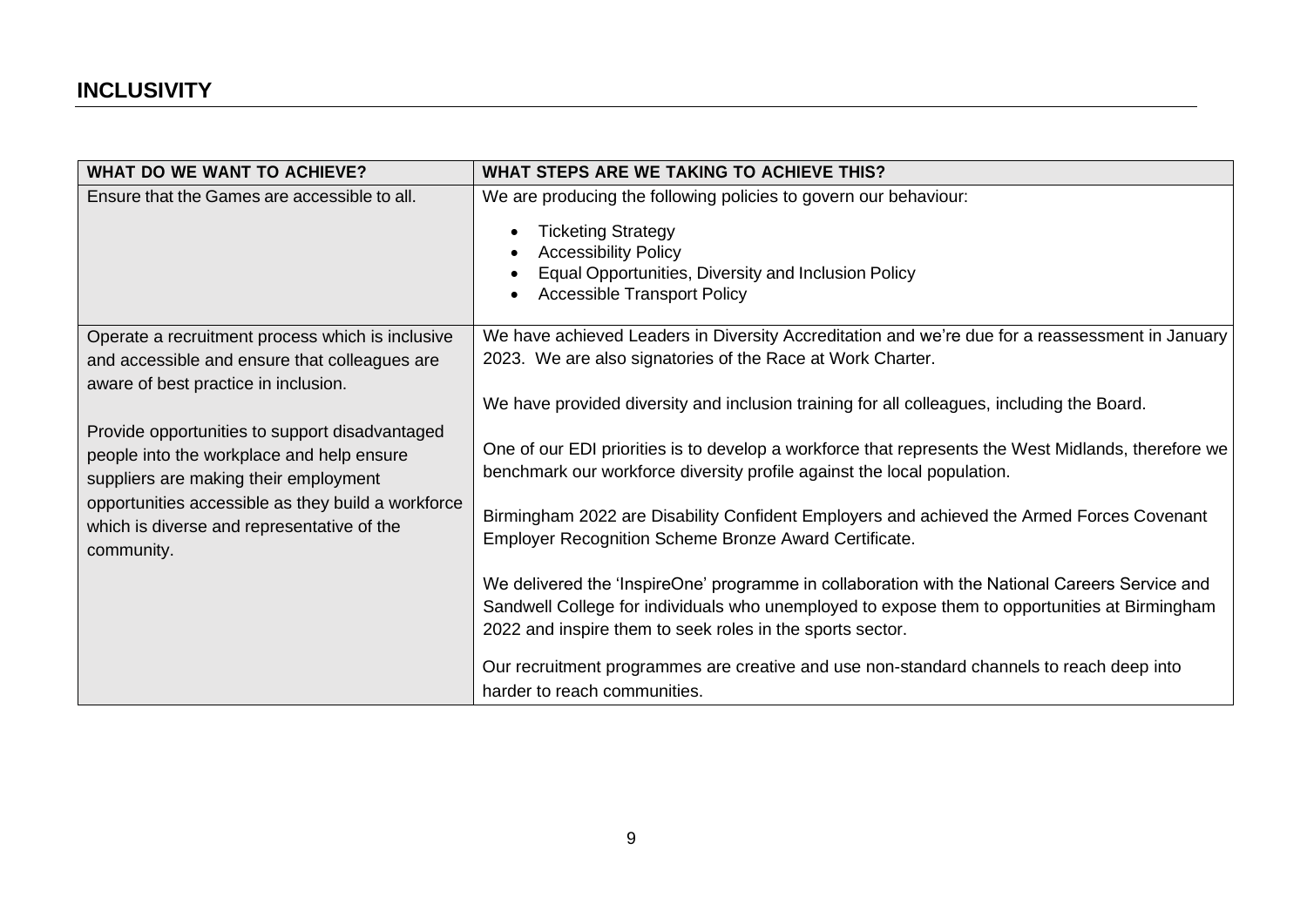## INCLUSIVITY

| WHAT DO WE WANT TO ACHIEVE? | WHAT STEPS ARE WE TAKING TO ACHIEVE THIS? |
|---|---|
| Ensure that the Games are accessible to all. | We are producing the following policies to govern our behaviour:<br><br>• Ticketing Strategy<br>• Accessibility Policy<br>• Equal Opportunities, Diversity and Inclusion Policy<br>• Accessible Transport Policy |
| Operate a recruitment process which is inclusive and accessible and ensure that colleagues are aware of best practice in inclusion.<br><br>Provide opportunities to support disadvantaged people into the workplace and help ensure suppliers are making their employment opportunities accessible as they build a workforce which is diverse and representative of the community. | We have achieved Leaders in Diversity Accreditation and we're due for a reassessment in January 2023. We are also signatories of the Race at Work Charter.<br><br>We have provided diversity and inclusion training for all colleagues, including the Board.<br><br>One of our EDI priorities is to develop a workforce that represents the West Midlands, therefore we benchmark our workforce diversity profile against the local population.<br><br>Birmingham 2022 are Disability Confident Employers and achieved the Armed Forces Covenant Employer Recognition Scheme Bronze Award Certificate.<br><br>We delivered the 'InspireOne' programme in collaboration with the National Careers Service and Sandwell College for individuals who unemployed to expose them to opportunities at Birmingham 2022 and inspire them to seek roles in the sports sector.<br><br>Our recruitment programmes are creative and use non-standard channels to reach deep into harder to reach communities. |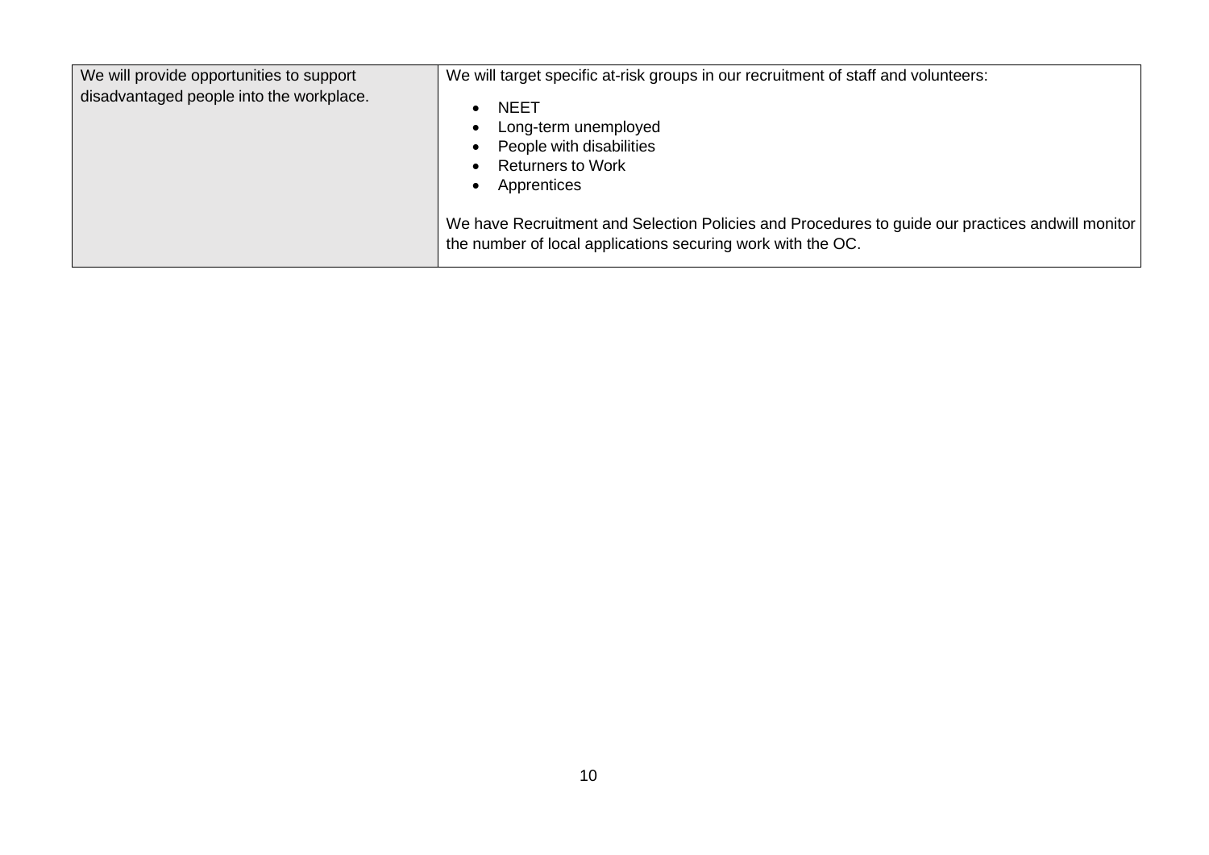| | |
|---|---|
| We will provide opportunities to support disadvantaged people into the workplace. | We will target specific at-risk groups in our recruitment of staff and volunteers:<br><br>• NEET<br>• Long-term unemployed<br>• People with disabilities<br>• Returners to Work<br>• Apprentices<br><br>We have Recruitment and Selection Policies and Procedures to guide our practices andwill monitor the number of local applications securing work with the OC. |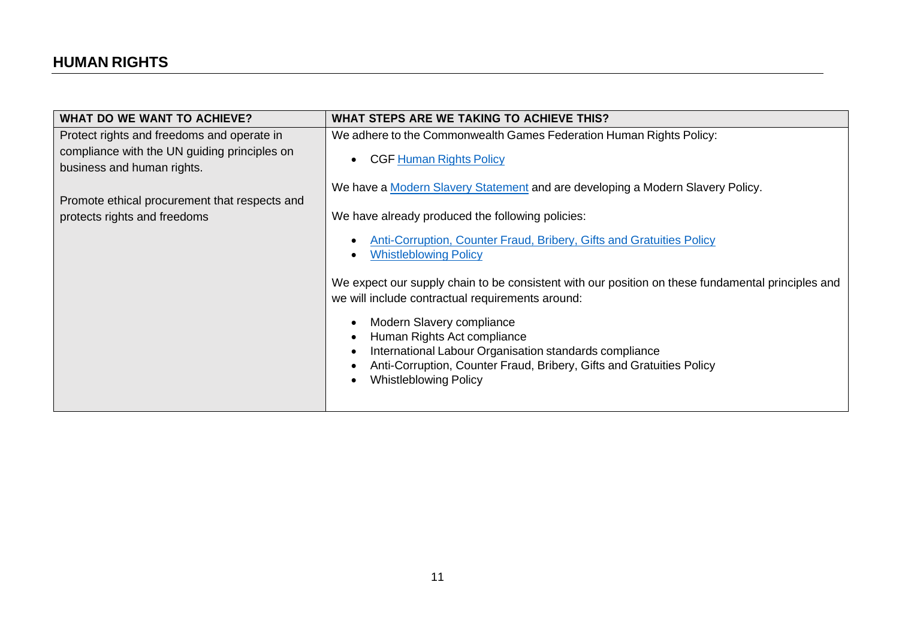## HUMAN RIGHTS

| WHAT DO WE WANT TO ACHIEVE? | WHAT STEPS ARE WE TAKING TO ACHIEVE THIS? |
|---|---|
| Protect rights and freedoms and operate in compliance with the UN guiding principles on business and human rights.<br><br>Promote ethical procurement that respects and protects rights and freedoms | We adhere to the Commonwealth Games Federation Human Rights Policy:<br>• CGF Human Rights Policy<br><br>We have a Modern Slavery Statement and are developing a Modern Slavery Policy.<br><br>We have already produced the following policies:<br>• Anti-Corruption, Counter Fraud, Bribery, Gifts and Gratuities Policy<br>• Whistleblowing Policy<br><br>We expect our supply chain to be consistent with our position on these fundamental principles and we will include contractual requirements around:<br>• Modern Slavery compliance<br>• Human Rights Act compliance<br>• International Labour Organisation standards compliance<br>• Anti-Corruption, Counter Fraud, Bribery, Gifts and Gratuities Policy<br>• Whistleblowing Policy |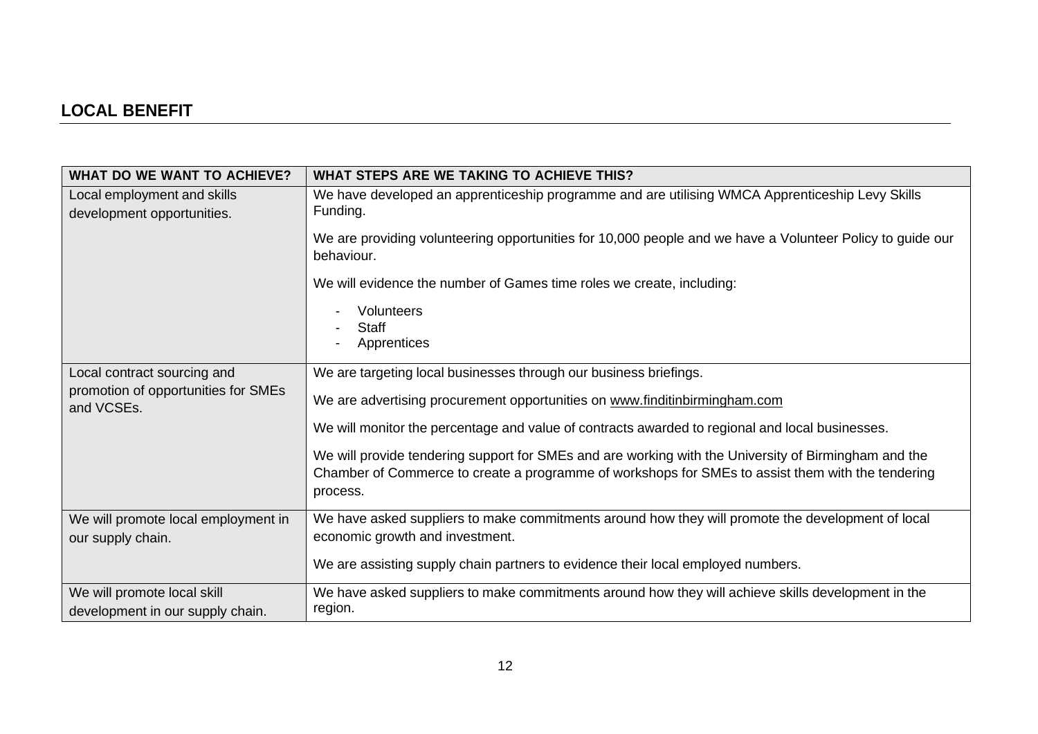## LOCAL BENEFIT

| WHAT DO WE WANT TO ACHIEVE? | WHAT STEPS ARE WE TAKING TO ACHIEVE THIS? |
|---|---|
| Local employment and skills development opportunities. | We have developed an apprenticeship programme and are utilising WMCA Apprenticeship Levy Skills Funding.<br><br>We are providing volunteering opportunities for 10,000 people and we have a Volunteer Policy to guide our behaviour.<br><br>We will evidence the number of Games time roles we create, including:<br>- Volunteers<br>- Staff<br>- Apprentices |
| Local contract sourcing and promotion of opportunities for SMEs and VCSEs. | We are targeting local businesses through our business briefings.<br><br>We are advertising procurement opportunities on www.finditinbirmingham.com<br><br>We will monitor the percentage and value of contracts awarded to regional and local businesses.<br><br>We will provide tendering support for SMEs and are working with the University of Birmingham and the Chamber of Commerce to create a programme of workshops for SMEs to assist them with the tendering process. |
| We will promote local employment in our supply chain. | We have asked suppliers to make commitments around how they will promote the development of local economic growth and investment.<br><br>We are assisting supply chain partners to evidence their local employed numbers. |
| We will promote local skill development in our supply chain. | We have asked suppliers to make commitments around how they will achieve skills development in the region. |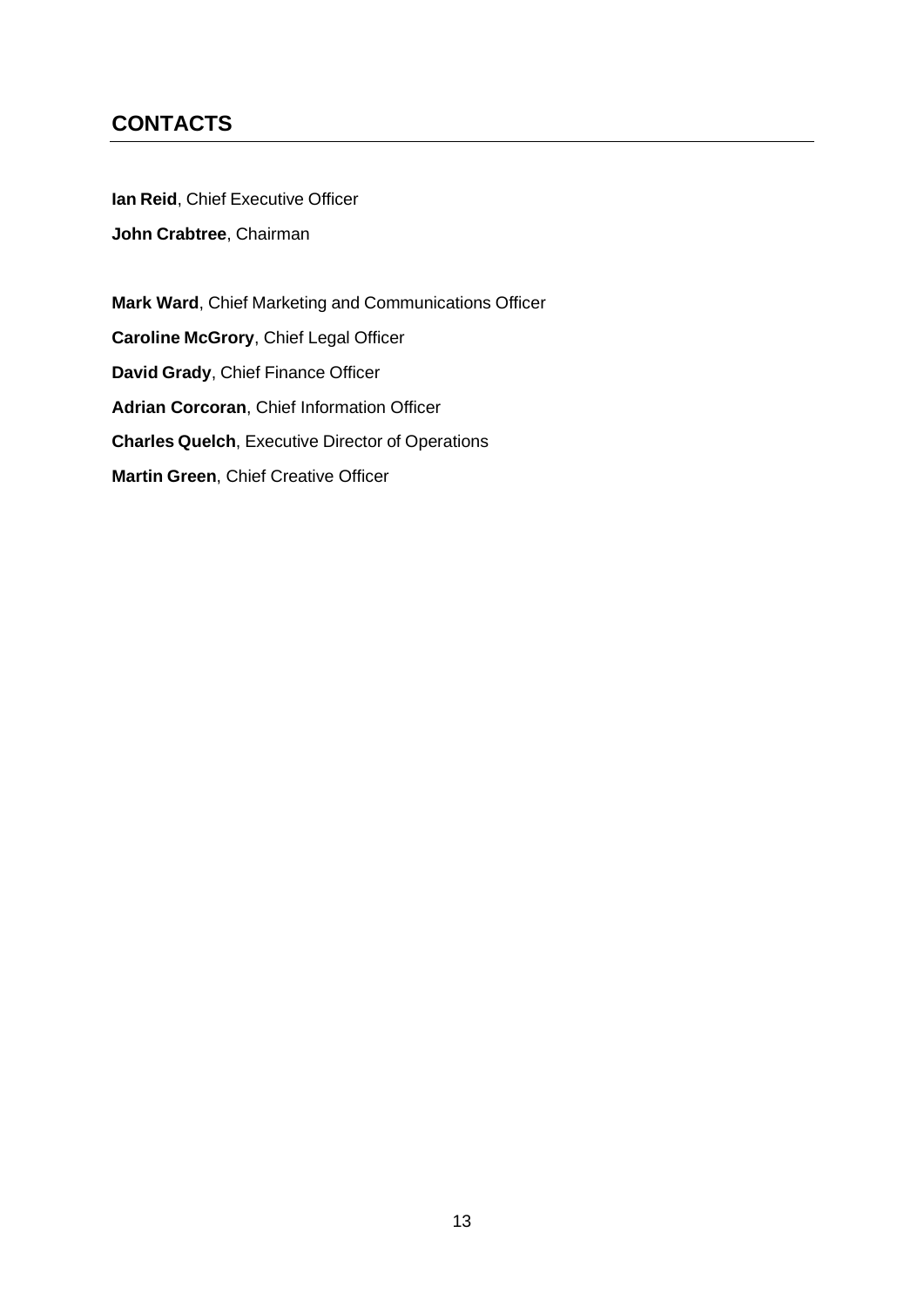## CONTACTS

**Ian Reid**, Chief Executive Officer

**John Crabtree**, Chairman

**Mark Ward**, Chief Marketing and Communications Officer

**Caroline McGrory**, Chief Legal Officer

**David Grady**, Chief Finance Officer

**Adrian Corcoran**, Chief Information Officer

**Charles Quelch**, Executive Director of Operations

**Martin Green**, Chief Creative Officer